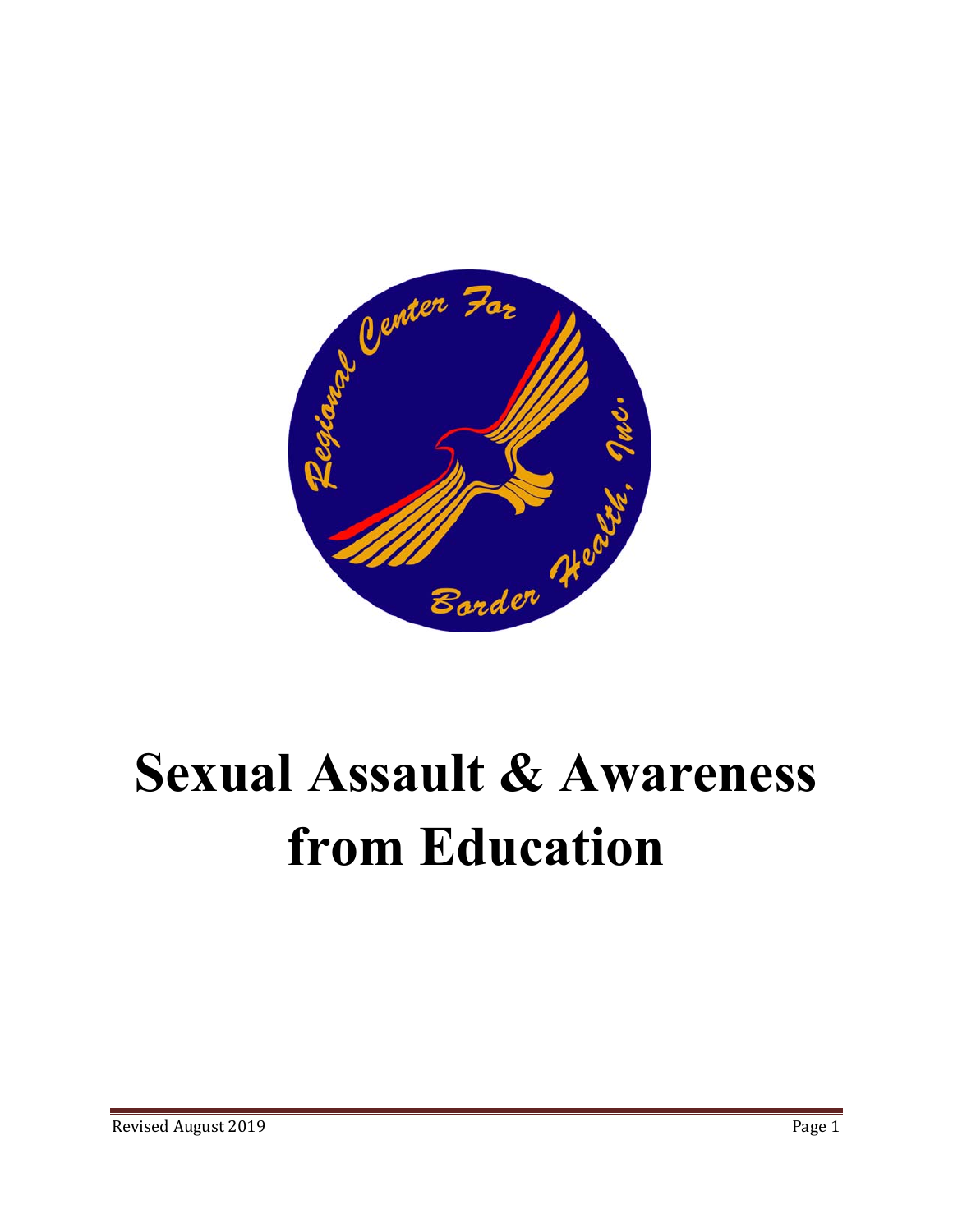Regional Center For Border Health, Inc.

# Sexual Assault & Awareness from Education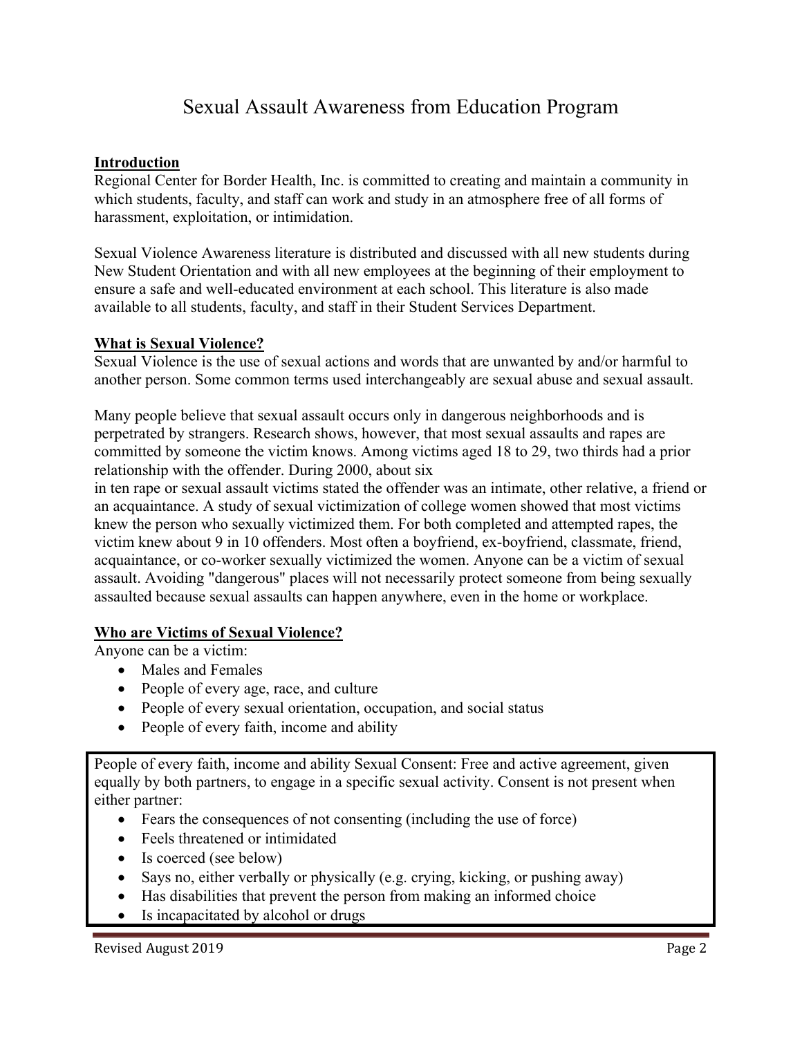# Sexual Assault Awareness from Education Program

## Introduction

Regional Center for Border Health, Inc. is committed to creating and maintain a community in which students, faculty, and staff can work and study in an atmosphere free of all forms of harassment, exploitation, or intimidation.

Sexual Violence Awareness literature is distributed and discussed with all new students during New Student Orientation and with all new employees at the beginning of their employment to ensure a safe and well-educated environment at each school. This literature is also made available to all students, faculty, and staff in their Student Services Department.

## What is Sexual Violence?

Sexual Violence is the use of sexual actions and words that are unwanted by and/or harmful to another person. Some common terms used interchangeably are sexual abuse and sexual assault.

Many people believe that sexual assault occurs only in dangerous neighborhoods and is perpetrated by strangers. Research shows, however, that most sexual assaults and rapes are committed by someone the victim knows. Among victims aged 18 to 29, two thirds had a prior relationship with the offender. During 2000, about six in ten rape or sexual assault victims stated the offender was an intimate, other relative, a friend or an acquaintance. A study of sexual victimization of college women showed that most victims knew the person who sexually victimized them. For both completed and attempted rapes, the victim knew about 9 in 10 offenders. Most often a boyfriend, ex-boyfriend, classmate, friend, acquaintance, or co-worker sexually victimized the women. Anyone can be a victim of sexual assault. Avoiding "dangerous" places will not necessarily protect someone from being sexually assaulted because sexual assaults can happen anywhere, even in the home or workplace.

## Who are Victims of Sexual Violence?

Anyone can be a victim:

- Males and Females
- People of every age, race, and culture
- People of every sexual orientation, occupation, and social status
- People of every faith, income and ability

People of every faith, income and ability Sexual Consent: Free and active agreement, given equally by both partners, to engage in a specific sexual activity. Consent is not present when either partner:

- Fears the consequences of not consenting (including the use of force)
- Feels threatened or intimidated
- Is coerced (see below)
- Says no, either verbally or physically (e.g. crying, kicking, or pushing away)
- Has disabilities that prevent the person from making an informed choice
- Is incapacitated by alcohol or drugs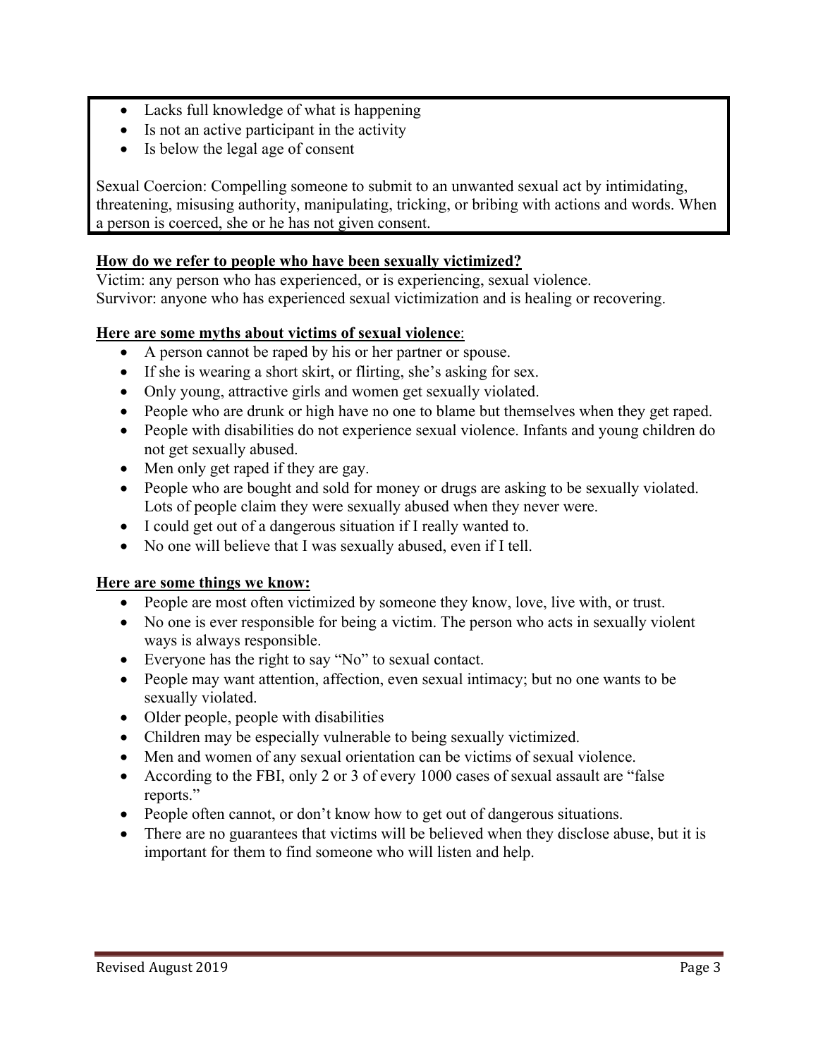- Lacks full knowledge of what is happening
- Is not an active participant in the activity
- Is below the legal age of consent

Sexual Coercion: Compelling someone to submit to an unwanted sexual act by intimidating, threatening, misusing authority, manipulating, tricking, or bribing with actions and words. When a person is coerced, she or he has not given consent.

**How do we refer to people who have been sexually victimized?**

Victim: any person who has experienced, or is experiencing, sexual violence.
Survivor: anyone who has experienced sexual victimization and is healing or recovering.

**Here are some myths about victims of sexual violence**:

- A person cannot be raped by his or her partner or spouse.
- If she is wearing a short skirt, or flirting, she's asking for sex.
- Only young, attractive girls and women get sexually violated.
- People who are drunk or high have no one to blame but themselves when they get raped.
- People with disabilities do not experience sexual violence. Infants and young children do not get sexually abused.
- Men only get raped if they are gay.
- People who are bought and sold for money or drugs are asking to be sexually violated. Lots of people claim they were sexually abused when they never were.
- I could get out of a dangerous situation if I really wanted to.
- No one will believe that I was sexually abused, even if I tell.

**Here are some things we know:**

- People are most often victimized by someone they know, love, live with, or trust.
- No one is ever responsible for being a victim. The person who acts in sexually violent ways is always responsible.
- Everyone has the right to say "No" to sexual contact.
- People may want attention, affection, even sexual intimacy; but no one wants to be sexually violated.
- Older people, people with disabilities
- Children may be especially vulnerable to being sexually victimized.
- Men and women of any sexual orientation can be victims of sexual violence.
- According to the FBI, only 2 or 3 of every 1000 cases of sexual assault are "false reports."
- People often cannot, or don't know how to get out of dangerous situations.
- There are no guarantees that victims will be believed when they disclose abuse, but it is important for them to find someone who will listen and help.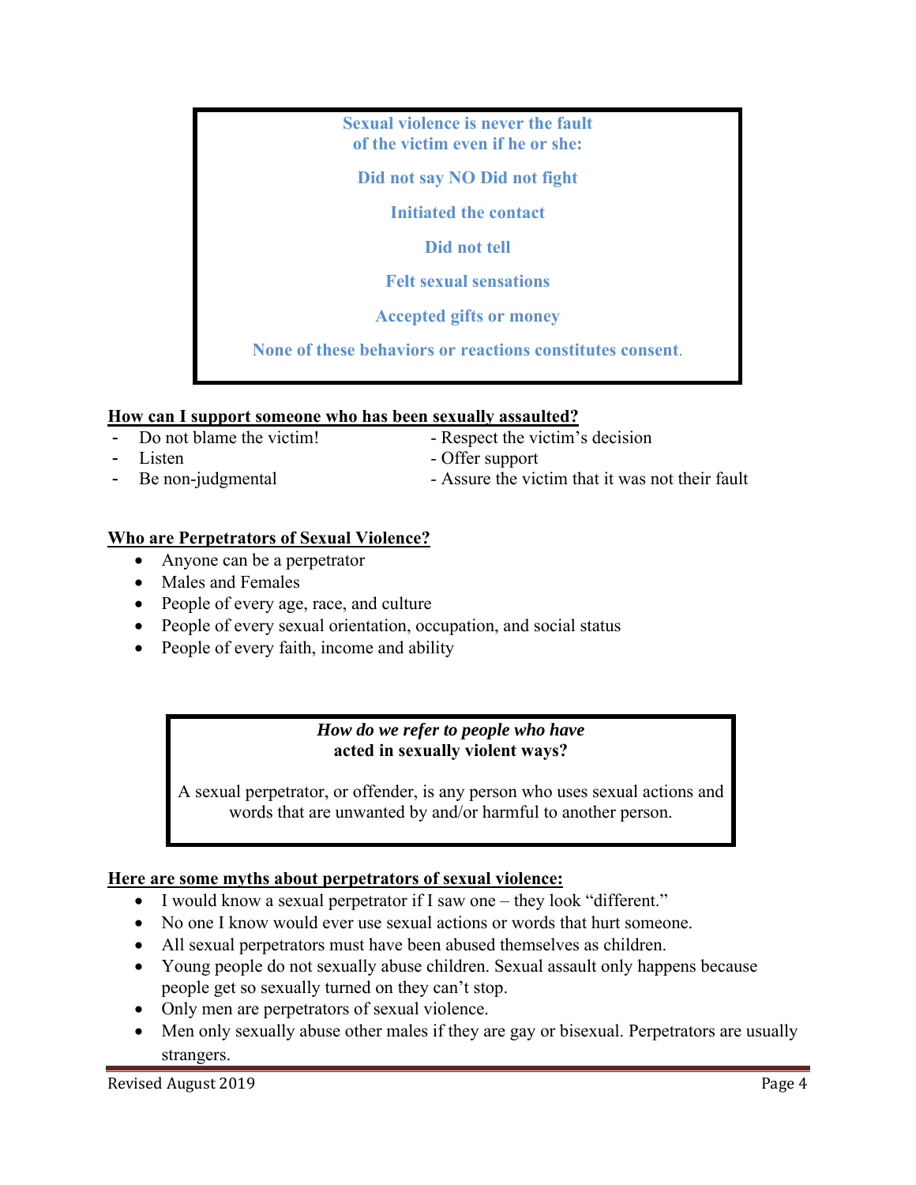**Sexual violence is never the fault of the victim even if he or she:**

**Did not say NO Did not fight**

**Initiated the contact**

**Did not tell**

**Felt sexual sensations**

**Accepted gifts or money**

**None of these behaviors or reactions constitutes consent**.

**How can I support someone who has been sexually assaulted?**

- Do not blame the victim!
- Listen
- Be non-judgmental
- Respect the victim's decision
- Offer support
- Assure the victim that it was not their fault

**Who are Perpetrators of Sexual Violence?**

- Anyone can be a perpetrator
- Males and Females
- People of every age, race, and culture
- People of every sexual orientation, occupation, and social status
- People of every faith, income and ability

***How do we refer to people who have* acted in sexually violent ways?**

A sexual perpetrator, or offender, is any person who uses sexual actions and words that are unwanted by and/or harmful to another person.

**Here are some myths about perpetrators of sexual violence:**

- I would know a sexual perpetrator if I saw one – they look "different."
- No one I know would ever use sexual actions or words that hurt someone.
- All sexual perpetrators must have been abused themselves as children.
- Young people do not sexually abuse children. Sexual assault only happens because people get so sexually turned on they can't stop.
- Only men are perpetrators of sexual violence.
- Men only sexually abuse other males if they are gay or bisexual. Perpetrators are usually strangers.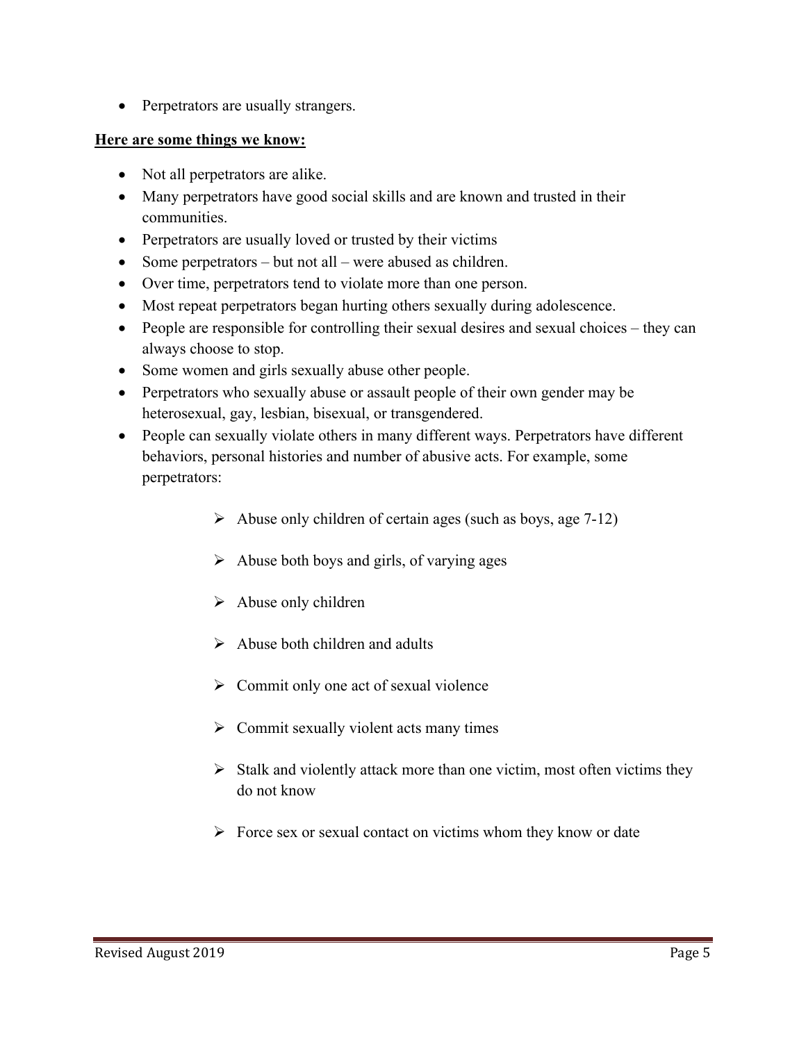- Perpetrators are usually strangers.

**Here are some things we know:**

- Not all perpetrators are alike.
- Many perpetrators have good social skills and are known and trusted in their communities.
- Perpetrators are usually loved or trusted by their victims
- Some perpetrators – but not all – were abused as children.
- Over time, perpetrators tend to violate more than one person.
- Most repeat perpetrators began hurting others sexually during adolescence.
- People are responsible for controlling their sexual desires and sexual choices – they can always choose to stop.
- Some women and girls sexually abuse other people.
- Perpetrators who sexually abuse or assault people of their own gender may be heterosexual, gay, lesbian, bisexual, or transgendered.
- People can sexually violate others in many different ways. Perpetrators have different behaviors, personal histories and number of abusive acts. For example, some perpetrators:
    - Abuse only children of certain ages (such as boys, age 7-12)
    - Abuse both boys and girls, of varying ages
    - Abuse only children
    - Abuse both children and adults
    - Commit only one act of sexual violence
    - Commit sexually violent acts many times
    - Stalk and violently attack more than one victim, most often victims they do not know
    - Force sex or sexual contact on victims whom they know or date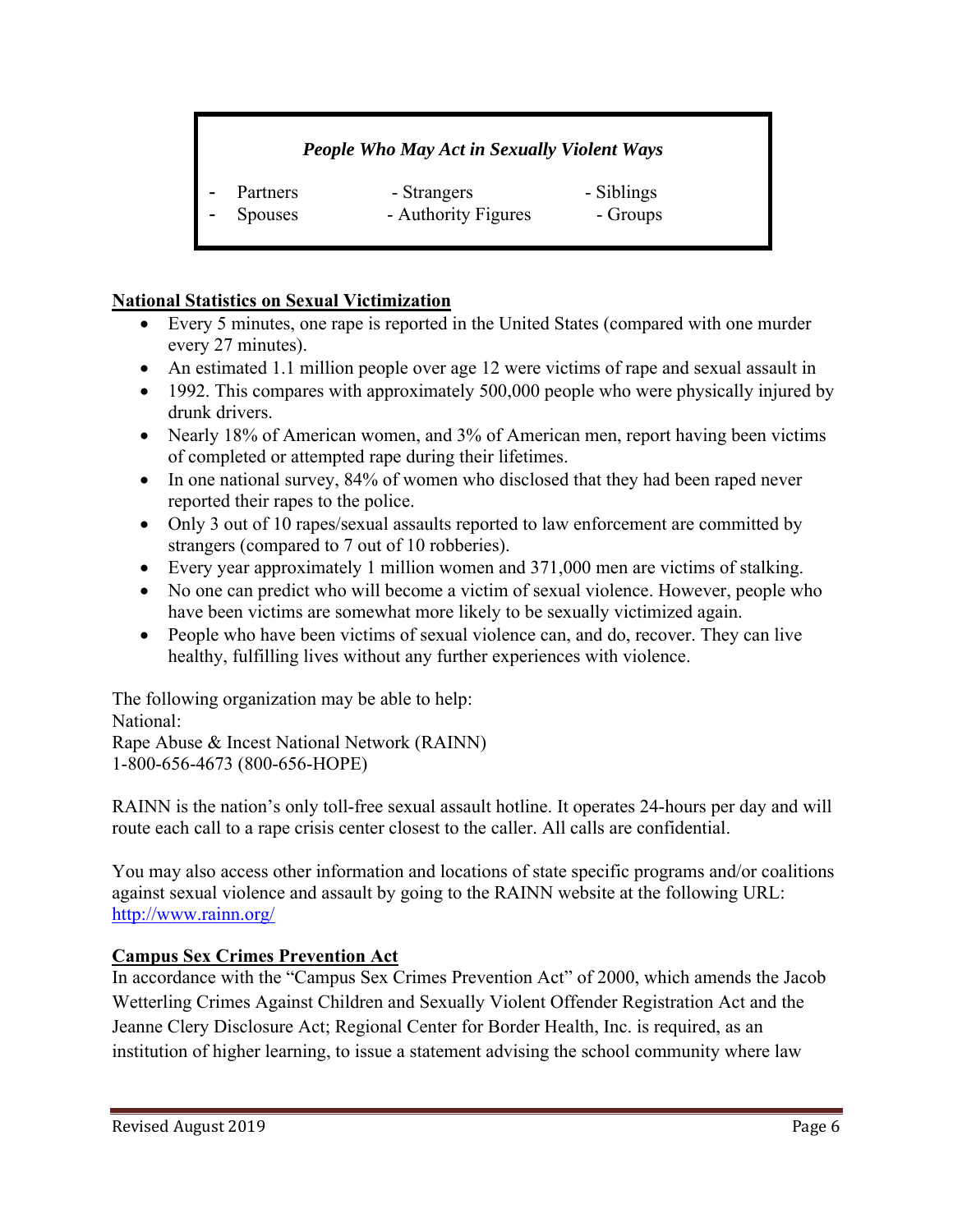### *People Who May Act in Sexually Violent Ways*

| | | |
|---|---|---|
| - Partners | - Strangers | - Siblings |
| - Spouses | - Authority Figures | - Groups |

**National Statistics on Sexual Victimization**

- Every 5 minutes, one rape is reported in the United States (compared with one murder every 27 minutes).
- An estimated 1.1 million people over age 12 were victims of rape and sexual assault in
- 1992. This compares with approximately 500,000 people who were physically injured by drunk drivers.
- Nearly 18% of American women, and 3% of American men, report having been victims of completed or attempted rape during their lifetimes.
- In one national survey, 84% of women who disclosed that they had been raped never reported their rapes to the police.
- Only 3 out of 10 rapes/sexual assaults reported to law enforcement are committed by strangers (compared to 7 out of 10 robberies).
- Every year approximately 1 million women and 371,000 men are victims of stalking.
- No one can predict who will become a victim of sexual violence. However, people who have been victims are somewhat more likely to be sexually victimized again.
- People who have been victims of sexual violence can, and do, recover. They can live healthy, fulfilling lives without any further experiences with violence.

The following organization may be able to help:
National:
Rape Abuse & Incest National Network (RAINN)
1-800-656-4673 (800-656-HOPE)

RAINN is the nation's only toll-free sexual assault hotline. It operates 24-hours per day and will route each call to a rape crisis center closest to the caller. All calls are confidential.

You may also access other information and locations of state specific programs and/or coalitions against sexual violence and assault by going to the RAINN website at the following URL: http://www.rainn.org/

**Campus Sex Crimes Prevention Act**

In accordance with the "Campus Sex Crimes Prevention Act" of 2000, which amends the Jacob Wetterling Crimes Against Children and Sexually Violent Offender Registration Act and the Jeanne Clery Disclosure Act; Regional Center for Border Health, Inc. is required, as an institution of higher learning, to issue a statement advising the school community where law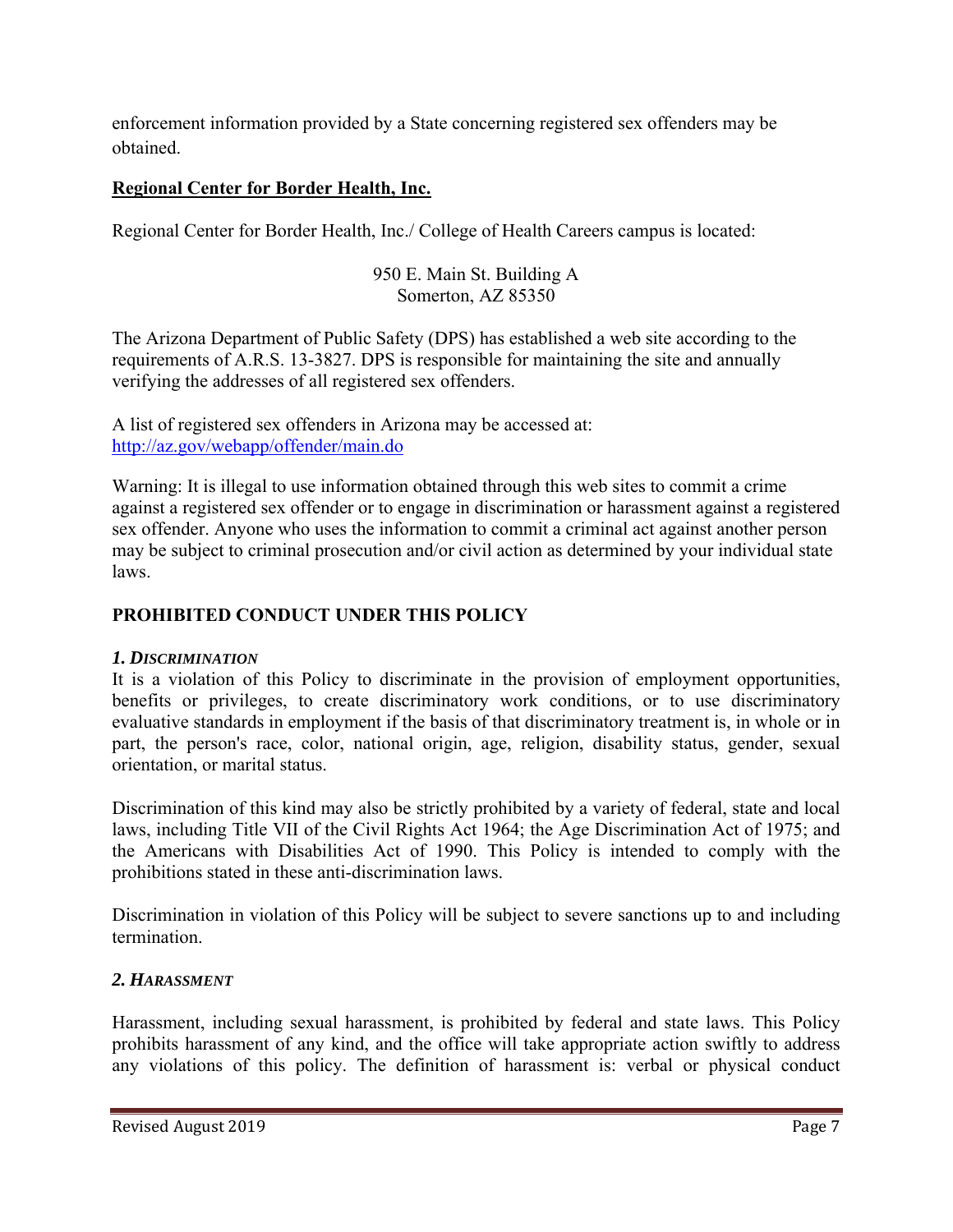enforcement information provided by a State concerning registered sex offenders may be obtained.

**Regional Center for Border Health, Inc.**

Regional Center for Border Health, Inc./ College of Health Careers campus is located:

950 E. Main St. Building A
Somerton, AZ 85350

The Arizona Department of Public Safety (DPS) has established a web site according to the requirements of A.R.S. 13-3827. DPS is responsible for maintaining the site and annually verifying the addresses of all registered sex offenders.

A list of registered sex offenders in Arizona may be accessed at:
http://az.gov/webapp/offender/main.do

Warning: It is illegal to use information obtained through this web sites to commit a crime against a registered sex offender or to engage in discrimination or harassment against a registered sex offender. Anyone who uses the information to commit a criminal act against another person may be subject to criminal prosecution and/or civil action as determined by your individual state laws.

## PROHIBITED CONDUCT UNDER THIS POLICY

### *1. Discrimination*

It is a violation of this Policy to discriminate in the provision of employment opportunities, benefits or privileges, to create discriminatory work conditions, or to use discriminatory evaluative standards in employment if the basis of that discriminatory treatment is, in whole or in part, the person's race, color, national origin, age, religion, disability status, gender, sexual orientation, or marital status.

Discrimination of this kind may also be strictly prohibited by a variety of federal, state and local laws, including Title VII of the Civil Rights Act 1964; the Age Discrimination Act of 1975; and the Americans with Disabilities Act of 1990. This Policy is intended to comply with the prohibitions stated in these anti-discrimination laws.

Discrimination in violation of this Policy will be subject to severe sanctions up to and including termination.

### *2. Harassment*

Harassment, including sexual harassment, is prohibited by federal and state laws. This Policy prohibits harassment of any kind, and the office will take appropriate action swiftly to address any violations of this policy. The definition of harassment is: verbal or physical conduct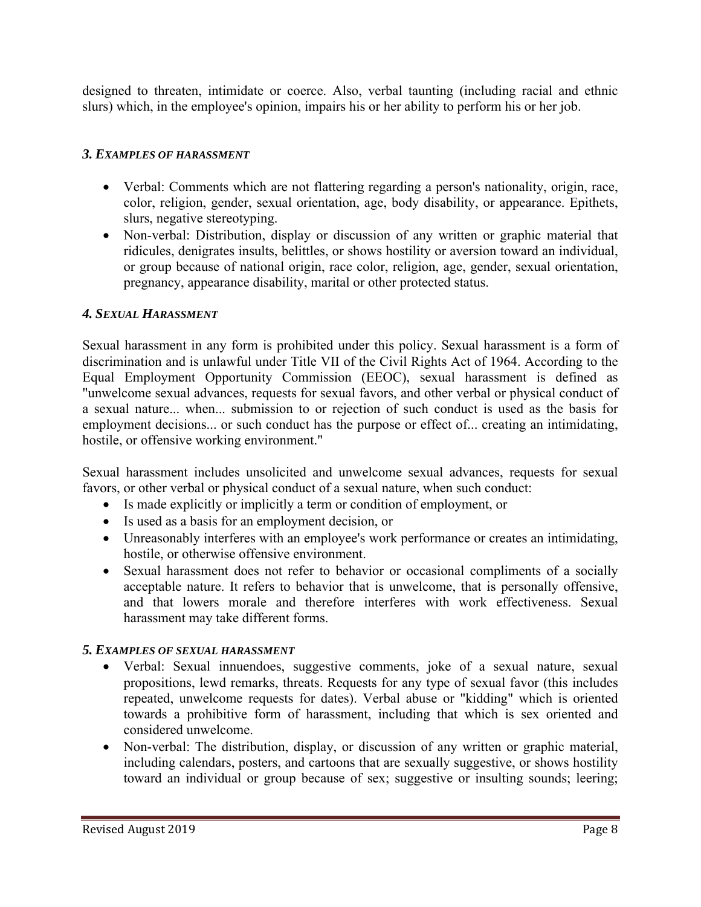designed to threaten, intimidate or coerce. Also, verbal taunting (including racial and ethnic slurs) which, in the employee's opinion, impairs his or her ability to perform his or her job.

### *3. Examples of harassment*

- Verbal: Comments which are not flattering regarding a person's nationality, origin, race, color, religion, gender, sexual orientation, age, body disability, or appearance. Epithets, slurs, negative stereotyping.
- Non-verbal: Distribution, display or discussion of any written or graphic material that ridicules, denigrates insults, belittles, or shows hostility or aversion toward an individual, or group because of national origin, race color, religion, age, gender, sexual orientation, pregnancy, appearance disability, marital or other protected status.

### *4. Sexual Harassment*

Sexual harassment in any form is prohibited under this policy. Sexual harassment is a form of discrimination and is unlawful under Title VII of the Civil Rights Act of 1964. According to the Equal Employment Opportunity Commission (EEOC), sexual harassment is defined as "unwelcome sexual advances, requests for sexual favors, and other verbal or physical conduct of a sexual nature... when... submission to or rejection of such conduct is used as the basis for employment decisions... or such conduct has the purpose or effect of... creating an intimidating, hostile, or offensive working environment."

Sexual harassment includes unsolicited and unwelcome sexual advances, requests for sexual favors, or other verbal or physical conduct of a sexual nature, when such conduct:

- Is made explicitly or implicitly a term or condition of employment, or
- Is used as a basis for an employment decision, or
- Unreasonably interferes with an employee's work performance or creates an intimidating, hostile, or otherwise offensive environment.
- Sexual harassment does not refer to behavior or occasional compliments of a socially acceptable nature. It refers to behavior that is unwelcome, that is personally offensive, and that lowers morale and therefore interferes with work effectiveness. Sexual harassment may take different forms.

### *5. Examples of sexual harassment*

- Verbal: Sexual innuendoes, suggestive comments, joke of a sexual nature, sexual propositions, lewd remarks, threats. Requests for any type of sexual favor (this includes repeated, unwelcome requests for dates). Verbal abuse or "kidding" which is oriented towards a prohibitive form of harassment, including that which is sex oriented and considered unwelcome.
- Non-verbal: The distribution, display, or discussion of any written or graphic material, including calendars, posters, and cartoons that are sexually suggestive, or shows hostility toward an individual or group because of sex; suggestive or insulting sounds; leering;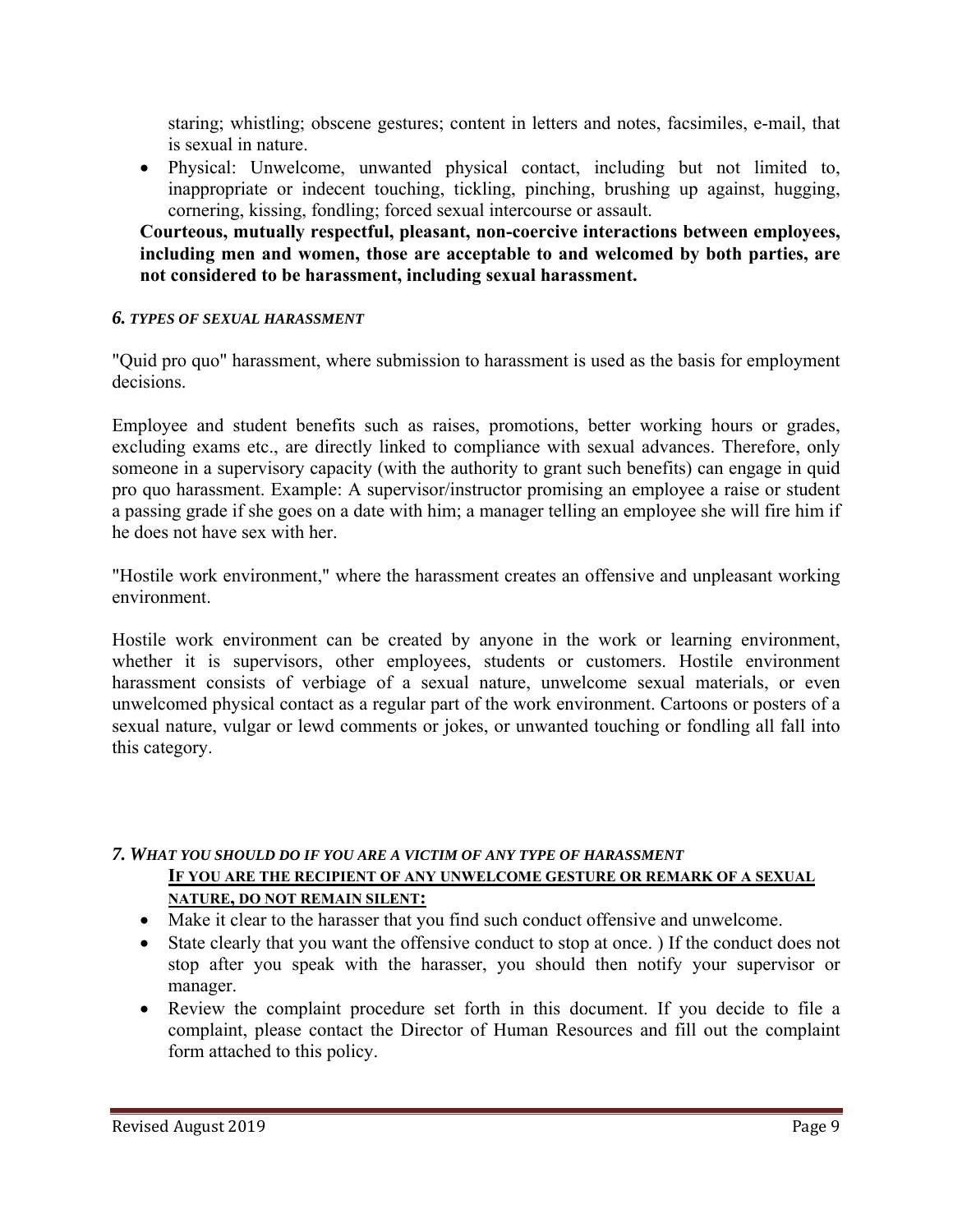staring; whistling; obscene gestures; content in letters and notes, facsimiles, e-mail, that is sexual in nature.

- Physical: Unwelcome, unwanted physical contact, including but not limited to, inappropriate or indecent touching, tickling, pinching, brushing up against, hugging, cornering, kissing, fondling; forced sexual intercourse or assault.

**Courteous, mutually respectful, pleasant, non-coercive interactions between employees, including men and women, those are acceptable to and welcomed by both parties, are not considered to be harassment, including sexual harassment.**

### *6. TYPES OF SEXUAL HARASSMENT*

"Quid pro quo" harassment, where submission to harassment is used as the basis for employment decisions.

Employee and student benefits such as raises, promotions, better working hours or grades, excluding exams etc., are directly linked to compliance with sexual advances. Therefore, only someone in a supervisory capacity (with the authority to grant such benefits) can engage in quid pro quo harassment. Example: A supervisor/instructor promising an employee a raise or student a passing grade if she goes on a date with him; a manager telling an employee she will fire him if he does not have sex with her.

"Hostile work environment," where the harassment creates an offensive and unpleasant working environment.

Hostile work environment can be created by anyone in the work or learning environment, whether it is supervisors, other employees, students or customers. Hostile environment harassment consists of verbiage of a sexual nature, unwelcome sexual materials, or even unwelcomed physical contact as a regular part of the work environment. Cartoons or posters of a sexual nature, vulgar or lewd comments or jokes, or unwanted touching or fondling all fall into this category.

### *7. WHAT YOU SHOULD DO IF YOU ARE A VICTIM OF ANY TYPE OF HARASSMENT*

**IF YOU ARE THE RECIPIENT OF ANY UNWELCOME GESTURE OR REMARK OF A SEXUAL NATURE, DO NOT REMAIN SILENT:**

- Make it clear to the harasser that you find such conduct offensive and unwelcome.
- State clearly that you want the offensive conduct to stop at once. ) If the conduct does not stop after you speak with the harasser, you should then notify your supervisor or manager.
- Review the complaint procedure set forth in this document. If you decide to file a complaint, please contact the Director of Human Resources and fill out the complaint form attached to this policy.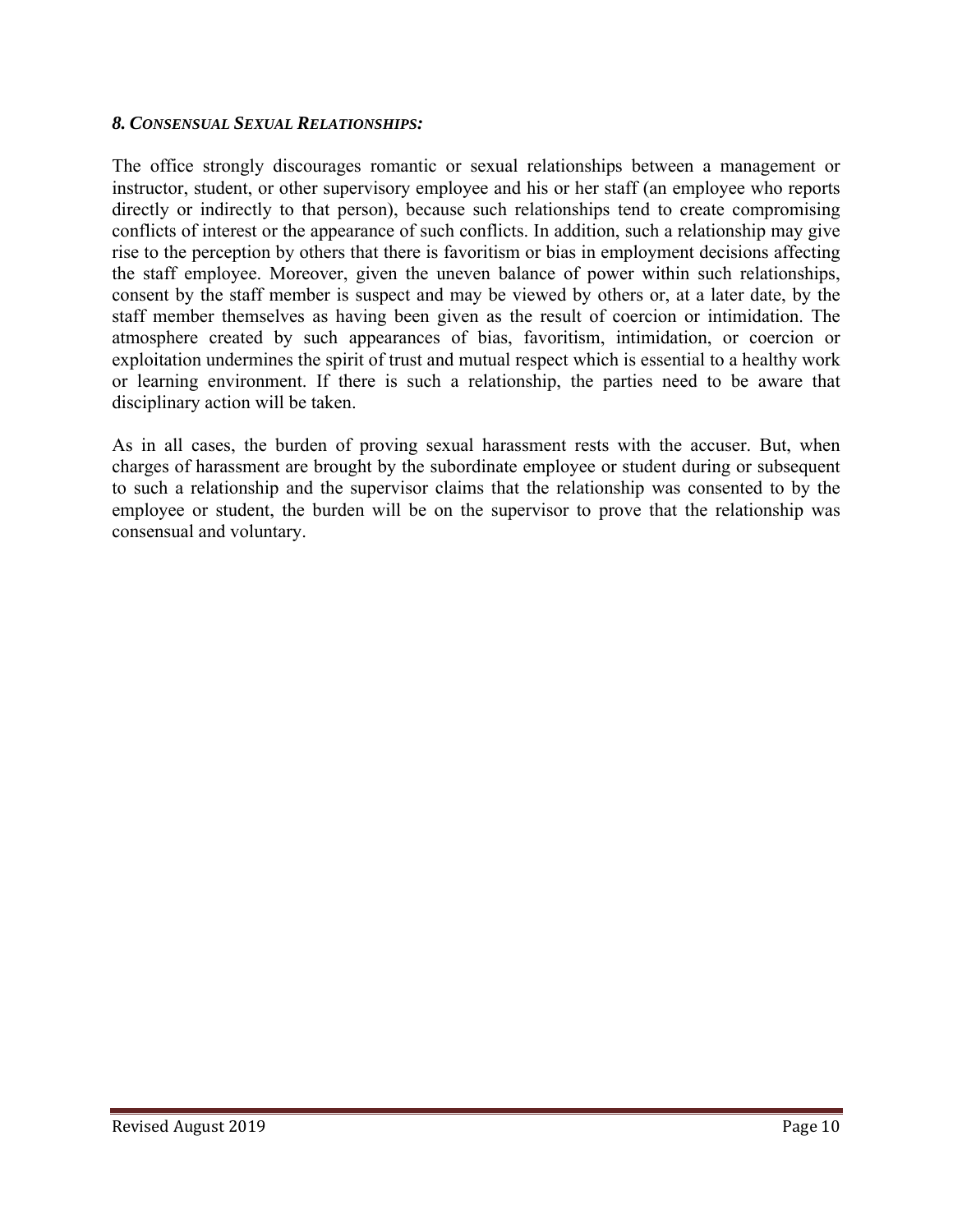### *8. Consensual Sexual Relationships:*

The office strongly discourages romantic or sexual relationships between a management or instructor, student, or other supervisory employee and his or her staff (an employee who reports directly or indirectly to that person), because such relationships tend to create compromising conflicts of interest or the appearance of such conflicts. In addition, such a relationship may give rise to the perception by others that there is favoritism or bias in employment decisions affecting the staff employee. Moreover, given the uneven balance of power within such relationships, consent by the staff member is suspect and may be viewed by others or, at a later date, by the staff member themselves as having been given as the result of coercion or intimidation. The atmosphere created by such appearances of bias, favoritism, intimidation, or coercion or exploitation undermines the spirit of trust and mutual respect which is essential to a healthy work or learning environment. If there is such a relationship, the parties need to be aware that disciplinary action will be taken.

As in all cases, the burden of proving sexual harassment rests with the accuser. But, when charges of harassment are brought by the subordinate employee or student during or subsequent to such a relationship and the supervisor claims that the relationship was consented to by the employee or student, the burden will be on the supervisor to prove that the relationship was consensual and voluntary.